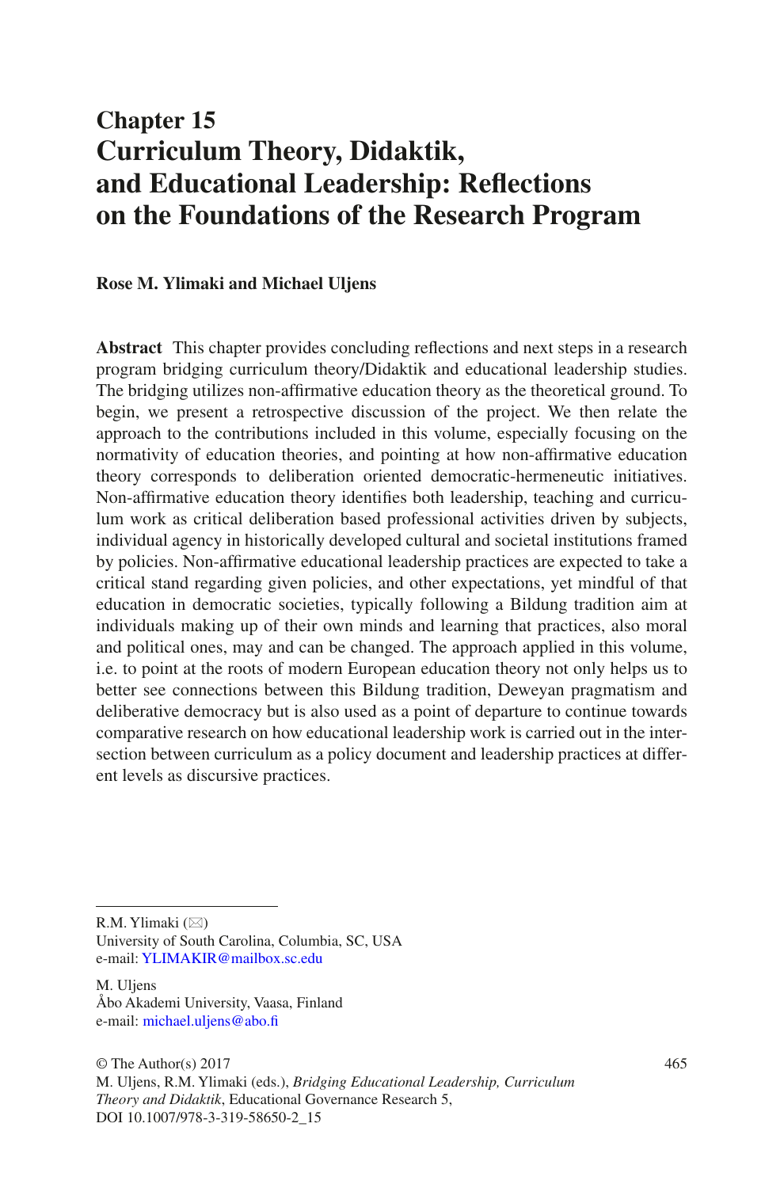# Chapter 15
# Curriculum Theory, Didaktik, and Educational Leadership: Reflections on the Foundations of the Research Program

**Rose M. Ylimaki and Michael Uljens**

**Abstract** This chapter provides concluding reflections and next steps in a research program bridging curriculum theory/Didaktik and educational leadership studies. The bridging utilizes non-affirmative education theory as the theoretical ground. To begin, we present a retrospective discussion of the project. We then relate the approach to the contributions included in this volume, especially focusing on the normativity of education theories, and pointing at how non-affirmative education theory corresponds to deliberation oriented democratic-hermeneutic initiatives. Non-affirmative education theory identifies both leadership, teaching and curriculum work as critical deliberation based professional activities driven by subjects, individual agency in historically developed cultural and societal institutions framed by policies. Non-affirmative educational leadership practices are expected to take a critical stand regarding given policies, and other expectations, yet mindful of that education in democratic societies, typically following a Bildung tradition aim at individuals making up of their own minds and learning that practices, also moral and political ones, may and can be changed. The approach applied in this volume, i.e. to point at the roots of modern European education theory not only helps us to better see connections between this Bildung tradition, Deweyan pragmatism and deliberative democracy but is also used as a point of departure to continue towards comparative research on how educational leadership work is carried out in the intersection between curriculum as a policy document and leadership practices at different levels as discursive practices.

---

R.M. Ylimaki (✉)
University of South Carolina, Columbia, SC, USA
e-mail: YLIMAKIR@mailbox.sc.edu

M. Uljens
Åbo Akademi University, Vaasa, Finland
e-mail: michael.uljens@abo.fi

© The Author(s) 2017
M. Uljens, R.M. Ylimaki (eds.), *Bridging Educational Leadership, Curriculum Theory and Didaktik*, Educational Governance Research 5,
DOI 10.1007/978-3-319-58650-2_15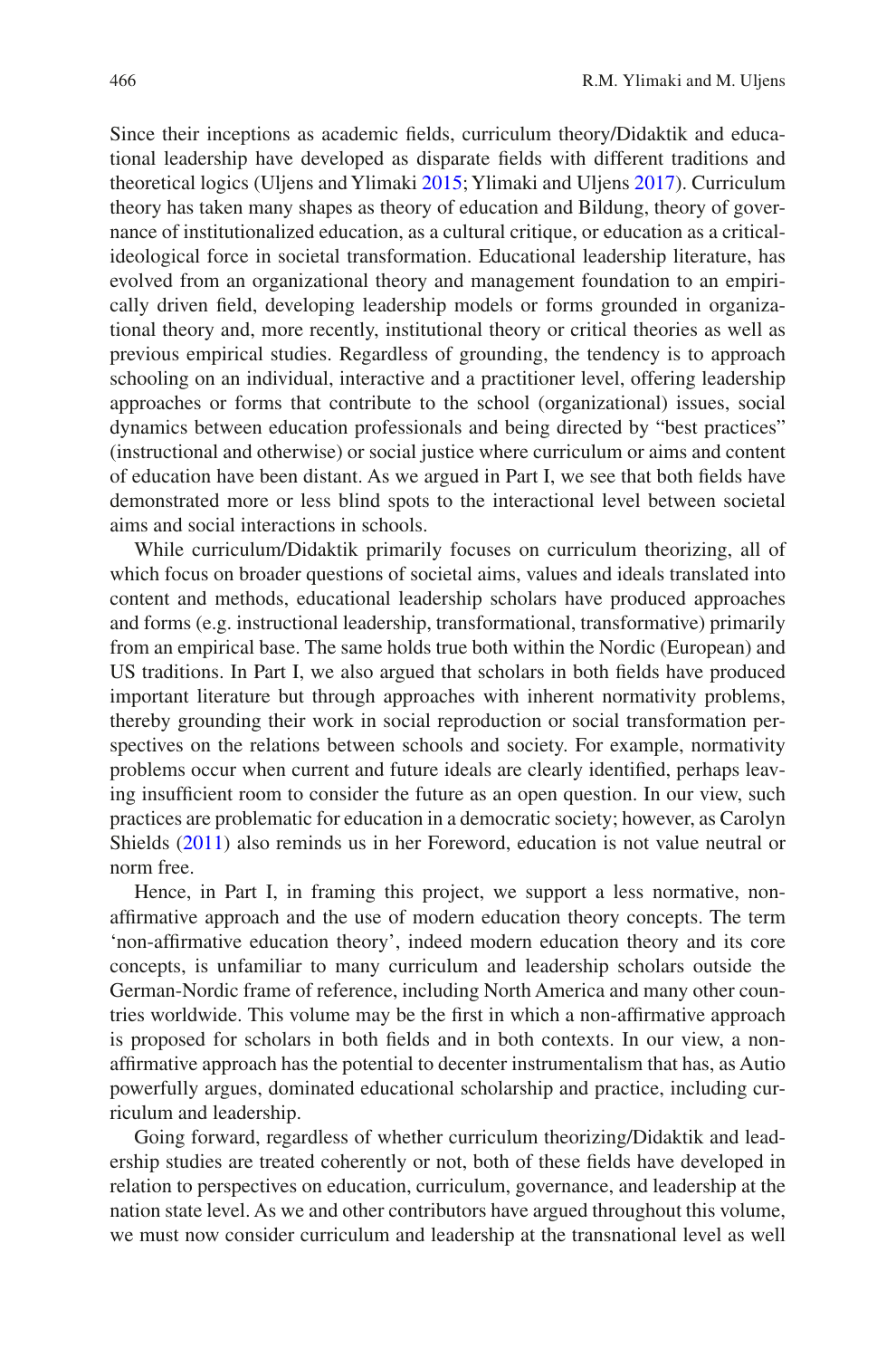Since their inceptions as academic fields, curriculum theory/Didaktik and educational leadership have developed as disparate fields with different traditions and theoretical logics (Uljens and Ylimaki 2015; Ylimaki and Uljens 2017). Curriculum theory has taken many shapes as theory of education and Bildung, theory of governance of institutionalized education, as a cultural critique, or education as a critical-ideological force in societal transformation. Educational leadership literature, has evolved from an organizational theory and management foundation to an empirically driven field, developing leadership models or forms grounded in organizational theory and, more recently, institutional theory or critical theories as well as previous empirical studies. Regardless of grounding, the tendency is to approach schooling on an individual, interactive and a practitioner level, offering leadership approaches or forms that contribute to the school (organizational) issues, social dynamics between education professionals and being directed by "best practices" (instructional and otherwise) or social justice where curriculum or aims and content of education have been distant. As we argued in Part I, we see that both fields have demonstrated more or less blind spots to the interactional level between societal aims and social interactions in schools.

While curriculum/Didaktik primarily focuses on curriculum theorizing, all of which focus on broader questions of societal aims, values and ideals translated into content and methods, educational leadership scholars have produced approaches and forms (e.g. instructional leadership, transformational, transformative) primarily from an empirical base. The same holds true both within the Nordic (European) and US traditions. In Part I, we also argued that scholars in both fields have produced important literature but through approaches with inherent normativity problems, thereby grounding their work in social reproduction or social transformation perspectives on the relations between schools and society. For example, normativity problems occur when current and future ideals are clearly identified, perhaps leaving insufficient room to consider the future as an open question. In our view, such practices are problematic for education in a democratic society; however, as Carolyn Shields (2011) also reminds us in her Foreword, education is not value neutral or norm free.

Hence, in Part I, in framing this project, we support a less normative, non-affirmative approach and the use of modern education theory concepts. The term 'non-affirmative education theory', indeed modern education theory and its core concepts, is unfamiliar to many curriculum and leadership scholars outside the German-Nordic frame of reference, including North America and many other countries worldwide. This volume may be the first in which a non-affirmative approach is proposed for scholars in both fields and in both contexts. In our view, a non-affirmative approach has the potential to decenter instrumentalism that has, as Autio powerfully argues, dominated educational scholarship and practice, including curriculum and leadership.

Going forward, regardless of whether curriculum theorizing/Didaktik and leadership studies are treated coherently or not, both of these fields have developed in relation to perspectives on education, curriculum, governance, and leadership at the nation state level. As we and other contributors have argued throughout this volume, we must now consider curriculum and leadership at the transnational level as well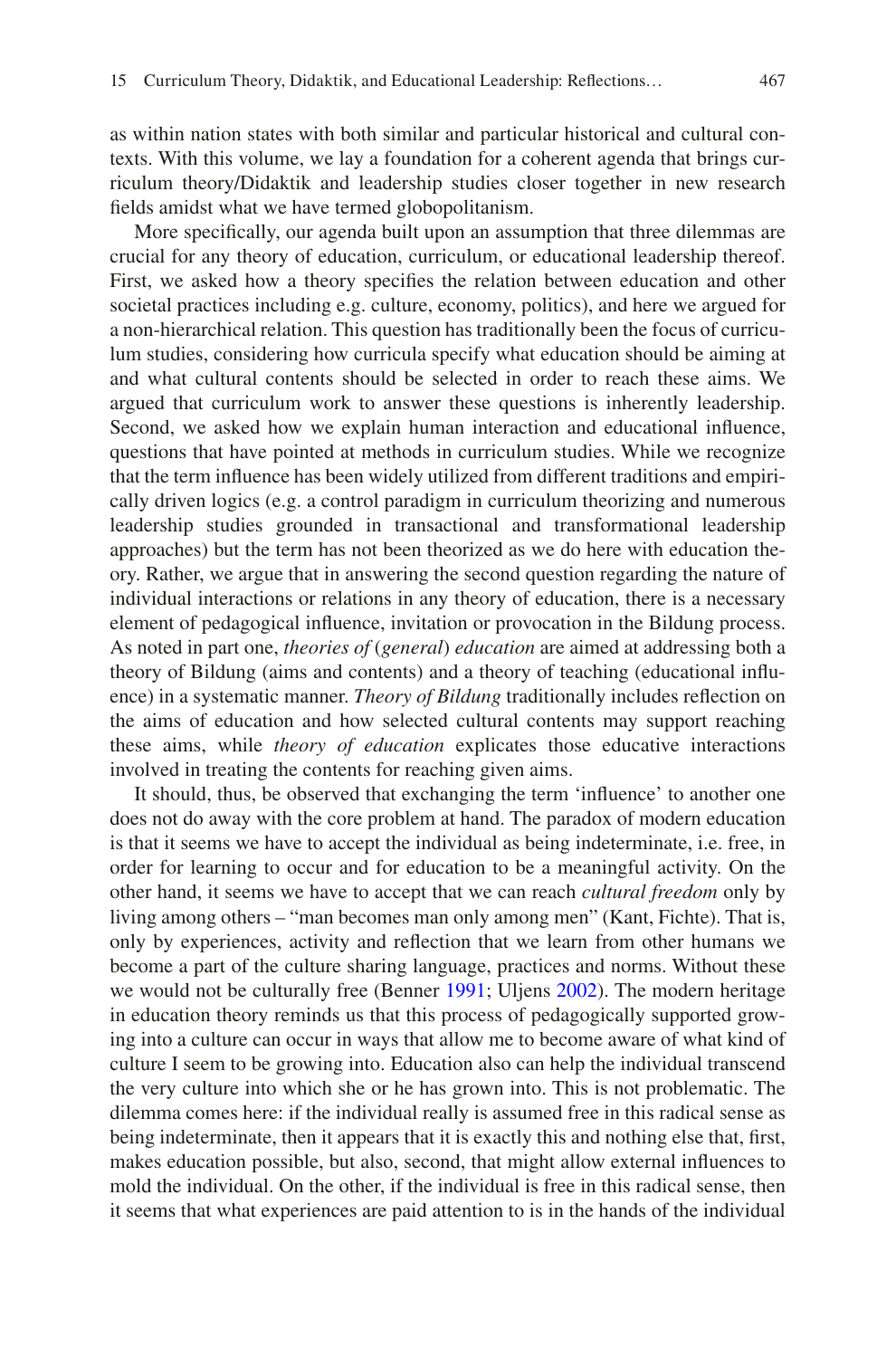as within nation states with both similar and particular historical and cultural contexts. With this volume, we lay a foundation for a coherent agenda that brings curriculum theory/Didaktik and leadership studies closer together in new research fields amidst what we have termed globopolitanism.

More specifically, our agenda built upon an assumption that three dilemmas are crucial for any theory of education, curriculum, or educational leadership thereof. First, we asked how a theory specifies the relation between education and other societal practices including e.g. culture, economy, politics), and here we argued for a non-hierarchical relation. This question has traditionally been the focus of curriculum studies, considering how curricula specify what education should be aiming at and what cultural contents should be selected in order to reach these aims. We argued that curriculum work to answer these questions is inherently leadership. Second, we asked how we explain human interaction and educational influence, questions that have pointed at methods in curriculum studies. While we recognize that the term influence has been widely utilized from different traditions and empirically driven logics (e.g. a control paradigm in curriculum theorizing and numerous leadership studies grounded in transactional and transformational leadership approaches) but the term has not been theorized as we do here with education theory. Rather, we argue that in answering the second question regarding the nature of individual interactions or relations in any theory of education, there is a necessary element of pedagogical influence, invitation or provocation in the Bildung process. As noted in part one, *theories of* (*general*) *education* are aimed at addressing both a theory of Bildung (aims and contents) and a theory of teaching (educational influence) in a systematic manner. *Theory of Bildung* traditionally includes reflection on the aims of education and how selected cultural contents may support reaching these aims, while *theory of education* explicates those educative interactions involved in treating the contents for reaching given aims.

It should, thus, be observed that exchanging the term 'influence' to another one does not do away with the core problem at hand. The paradox of modern education is that it seems we have to accept the individual as being indeterminate, i.e. free, in order for learning to occur and for education to be a meaningful activity. On the other hand, it seems we have to accept that we can reach *cultural freedom* only by living among others – "man becomes man only among men" (Kant, Fichte). That is, only by experiences, activity and reflection that we learn from other humans we become a part of the culture sharing language, practices and norms. Without these we would not be culturally free (Benner 1991; Uljens 2002). The modern heritage in education theory reminds us that this process of pedagogically supported growing into a culture can occur in ways that allow me to become aware of what kind of culture I seem to be growing into. Education also can help the individual transcend the very culture into which she or he has grown into. This is not problematic. The dilemma comes here: if the individual really is assumed free in this radical sense as being indeterminate, then it appears that it is exactly this and nothing else that, first, makes education possible, but also, second, that might allow external influences to mold the individual. On the other, if the individual is free in this radical sense, then it seems that what experiences are paid attention to is in the hands of the individual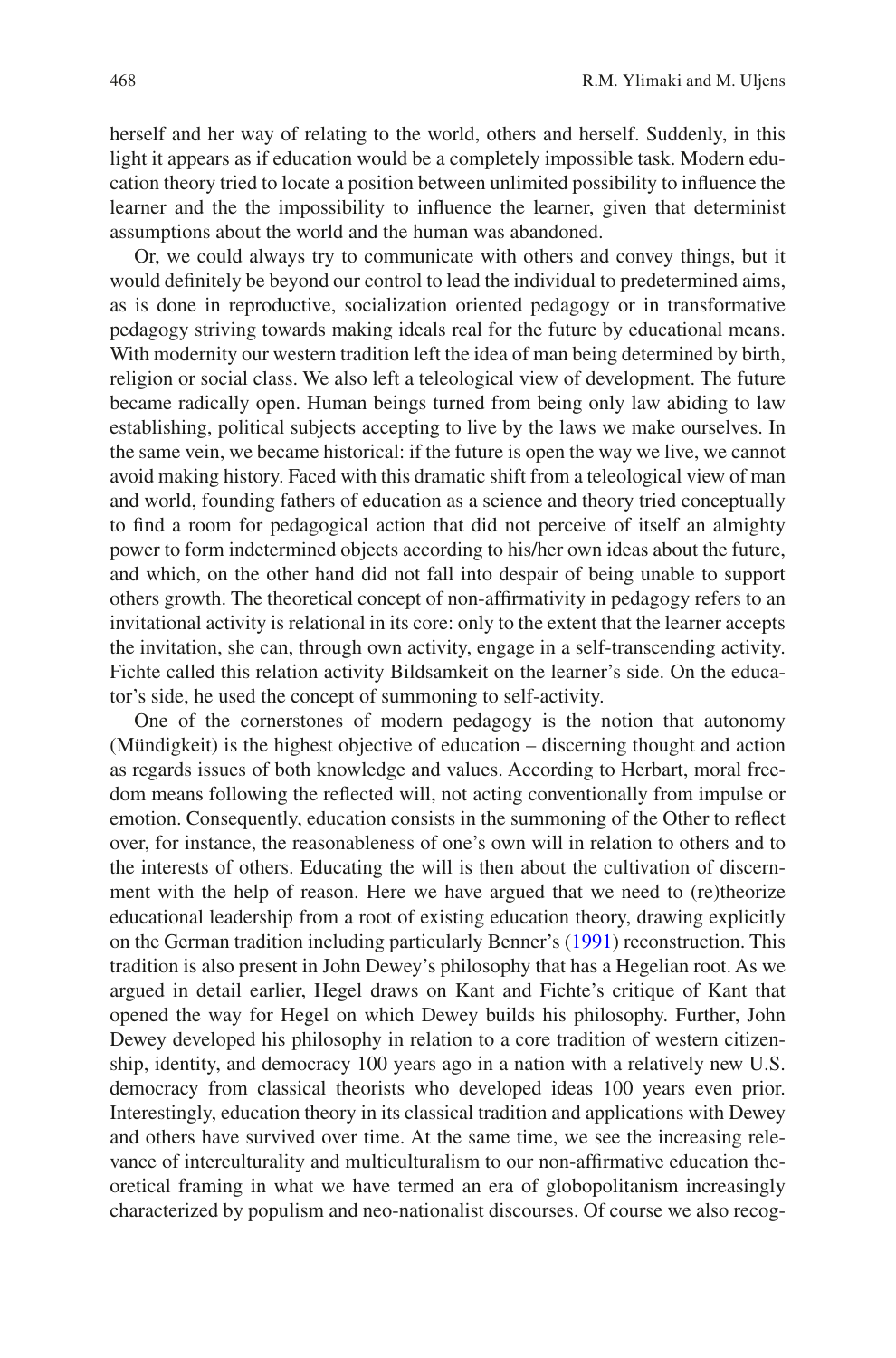herself and her way of relating to the world, others and herself. Suddenly, in this light it appears as if education would be a completely impossible task. Modern education theory tried to locate a position between unlimited possibility to influence the learner and the the impossibility to influence the learner, given that determinist assumptions about the world and the human was abandoned.

Or, we could always try to communicate with others and convey things, but it would definitely be beyond our control to lead the individual to predetermined aims, as is done in reproductive, socialization oriented pedagogy or in transformative pedagogy striving towards making ideals real for the future by educational means. With modernity our western tradition left the idea of man being determined by birth, religion or social class. We also left a teleological view of development. The future became radically open. Human beings turned from being only law abiding to law establishing, political subjects accepting to live by the laws we make ourselves. In the same vein, we became historical: if the future is open the way we live, we cannot avoid making history. Faced with this dramatic shift from a teleological view of man and world, founding fathers of education as a science and theory tried conceptually to find a room for pedagogical action that did not perceive of itself an almighty power to form indetermined objects according to his/her own ideas about the future, and which, on the other hand did not fall into despair of being unable to support others growth. The theoretical concept of non-affirmativity in pedagogy refers to an invitational activity is relational in its core: only to the extent that the learner accepts the invitation, she can, through own activity, engage in a self-transcending activity. Fichte called this relation activity Bildsamkeit on the learner's side. On the educator's side, he used the concept of summoning to self-activity.

One of the cornerstones of modern pedagogy is the notion that autonomy (Mündigkeit) is the highest objective of education – discerning thought and action as regards issues of both knowledge and values. According to Herbart, moral freedom means following the reflected will, not acting conventionally from impulse or emotion. Consequently, education consists in the summoning of the Other to reflect over, for instance, the reasonableness of one's own will in relation to others and to the interests of others. Educating the will is then about the cultivation of discernment with the help of reason. Here we have argued that we need to (re)theorize educational leadership from a root of existing education theory, drawing explicitly on the German tradition including particularly Benner's (1991) reconstruction. This tradition is also present in John Dewey's philosophy that has a Hegelian root. As we argued in detail earlier, Hegel draws on Kant and Fichte's critique of Kant that opened the way for Hegel on which Dewey builds his philosophy. Further, John Dewey developed his philosophy in relation to a core tradition of western citizenship, identity, and democracy 100 years ago in a nation with a relatively new U.S. democracy from classical theorists who developed ideas 100 years even prior. Interestingly, education theory in its classical tradition and applications with Dewey and others have survived over time. At the same time, we see the increasing relevance of interculturality and multiculturalism to our non-affirmative education theoretical framing in what we have termed an era of globopolitanism increasingly characterized by populism and neo-nationalist discourses. Of course we also recog-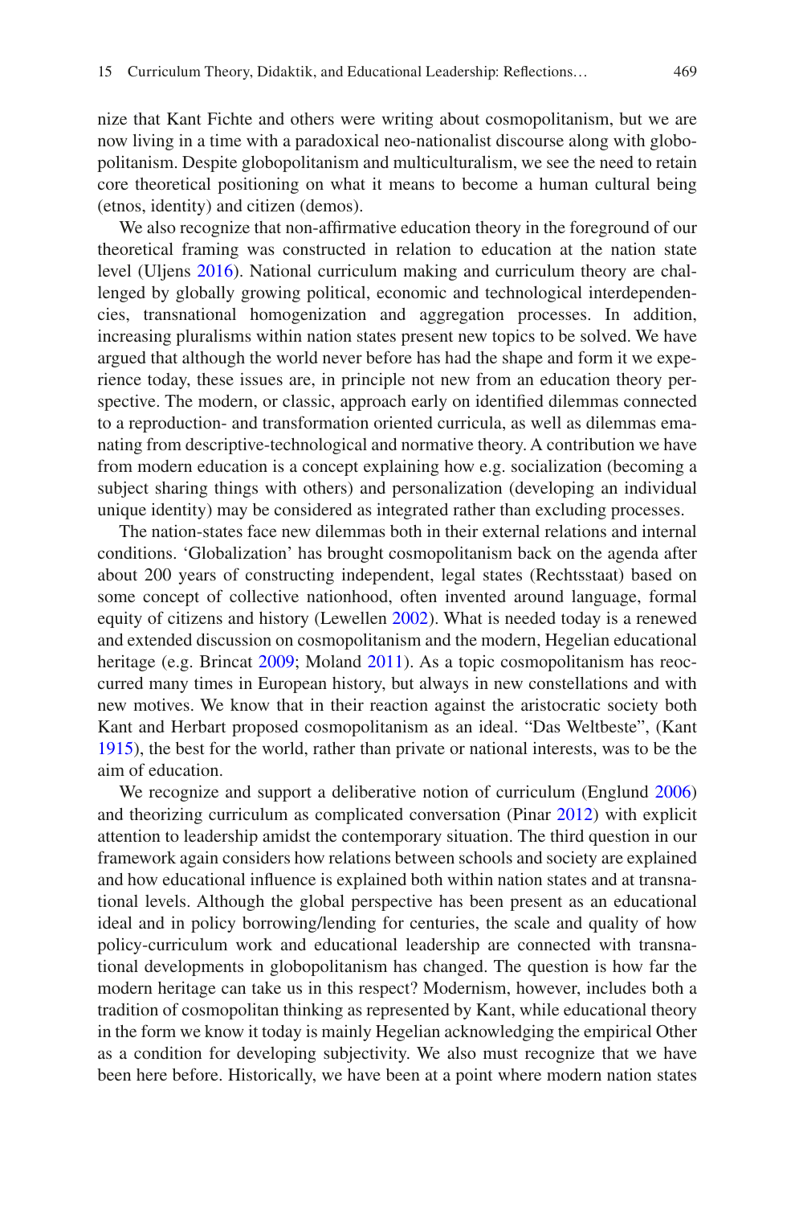nize that Kant Fichte and others were writing about cosmopolitanism, but we are now living in a time with a paradoxical neo-nationalist discourse along with globopolitanism. Despite globopolitanism and multiculturalism, we see the need to retain core theoretical positioning on what it means to become a human cultural being (etnos, identity) and citizen (demos).

We also recognize that non-affirmative education theory in the foreground of our theoretical framing was constructed in relation to education at the nation state level (Uljens 2016). National curriculum making and curriculum theory are challenged by globally growing political, economic and technological interdependencies, transnational homogenization and aggregation processes. In addition, increasing pluralisms within nation states present new topics to be solved. We have argued that although the world never before has had the shape and form it we experience today, these issues are, in principle not new from an education theory perspective. The modern, or classic, approach early on identified dilemmas connected to a reproduction- and transformation oriented curricula, as well as dilemmas emanating from descriptive-technological and normative theory. A contribution we have from modern education is a concept explaining how e.g. socialization (becoming a subject sharing things with others) and personalization (developing an individual unique identity) may be considered as integrated rather than excluding processes.

The nation-states face new dilemmas both in their external relations and internal conditions. 'Globalization' has brought cosmopolitanism back on the agenda after about 200 years of constructing independent, legal states (Rechtsstaat) based on some concept of collective nationhood, often invented around language, formal equity of citizens and history (Lewellen 2002). What is needed today is a renewed and extended discussion on cosmopolitanism and the modern, Hegelian educational heritage (e.g. Brincat 2009; Moland 2011). As a topic cosmopolitanism has reoccurred many times in European history, but always in new constellations and with new motives. We know that in their reaction against the aristocratic society both Kant and Herbart proposed cosmopolitanism as an ideal. "Das Weltbeste", (Kant 1915), the best for the world, rather than private or national interests, was to be the aim of education.

We recognize and support a deliberative notion of curriculum (Englund 2006) and theorizing curriculum as complicated conversation (Pinar 2012) with explicit attention to leadership amidst the contemporary situation. The third question in our framework again considers how relations between schools and society are explained and how educational influence is explained both within nation states and at transnational levels. Although the global perspective has been present as an educational ideal and in policy borrowing/lending for centuries, the scale and quality of how policy-curriculum work and educational leadership are connected with transnational developments in globopolitanism has changed. The question is how far the modern heritage can take us in this respect? Modernism, however, includes both a tradition of cosmopolitan thinking as represented by Kant, while educational theory in the form we know it today is mainly Hegelian acknowledging the empirical Other as a condition for developing subjectivity. We also must recognize that we have been here before. Historically, we have been at a point where modern nation states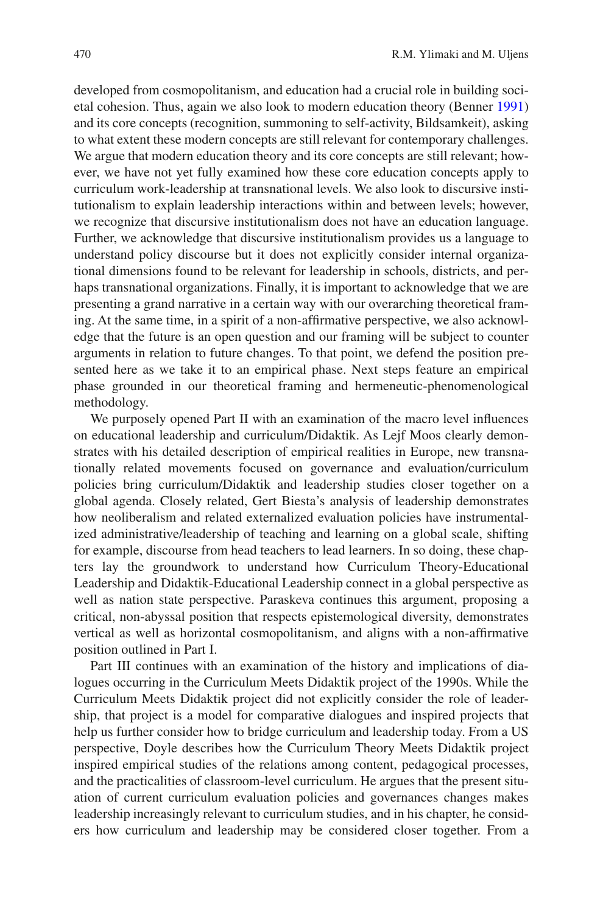developed from cosmopolitanism, and education had a crucial role in building societal cohesion. Thus, again we also look to modern education theory (Benner 1991) and its core concepts (recognition, summoning to self-activity, Bildsamkeit), asking to what extent these modern concepts are still relevant for contemporary challenges. We argue that modern education theory and its core concepts are still relevant; however, we have not yet fully examined how these core education concepts apply to curriculum work-leadership at transnational levels. We also look to discursive institutionalism to explain leadership interactions within and between levels; however, we recognize that discursive institutionalism does not have an education language. Further, we acknowledge that discursive institutionalism provides us a language to understand policy discourse but it does not explicitly consider internal organizational dimensions found to be relevant for leadership in schools, districts, and perhaps transnational organizations. Finally, it is important to acknowledge that we are presenting a grand narrative in a certain way with our overarching theoretical framing. At the same time, in a spirit of a non-affirmative perspective, we also acknowledge that the future is an open question and our framing will be subject to counter arguments in relation to future changes. To that point, we defend the position presented here as we take it to an empirical phase. Next steps feature an empirical phase grounded in our theoretical framing and hermeneutic-phenomenological methodology.

We purposely opened Part II with an examination of the macro level influences on educational leadership and curriculum/Didaktik. As Lejf Moos clearly demonstrates with his detailed description of empirical realities in Europe, new transnationally related movements focused on governance and evaluation/curriculum policies bring curriculum/Didaktik and leadership studies closer together on a global agenda. Closely related, Gert Biesta's analysis of leadership demonstrates how neoliberalism and related externalized evaluation policies have instrumentalized administrative/leadership of teaching and learning on a global scale, shifting for example, discourse from head teachers to lead learners. In so doing, these chapters lay the groundwork to understand how Curriculum Theory-Educational Leadership and Didaktik-Educational Leadership connect in a global perspective as well as nation state perspective. Paraskeva continues this argument, proposing a critical, non-abyssal position that respects epistemological diversity, demonstrates vertical as well as horizontal cosmopolitanism, and aligns with a non-affirmative position outlined in Part I.

Part III continues with an examination of the history and implications of dialogues occurring in the Curriculum Meets Didaktik project of the 1990s. While the Curriculum Meets Didaktik project did not explicitly consider the role of leadership, that project is a model for comparative dialogues and inspired projects that help us further consider how to bridge curriculum and leadership today. From a US perspective, Doyle describes how the Curriculum Theory Meets Didaktik project inspired empirical studies of the relations among content, pedagogical processes, and the practicalities of classroom-level curriculum. He argues that the present situation of current curriculum evaluation policies and governances changes makes leadership increasingly relevant to curriculum studies, and in his chapter, he considers how curriculum and leadership may be considered closer together. From a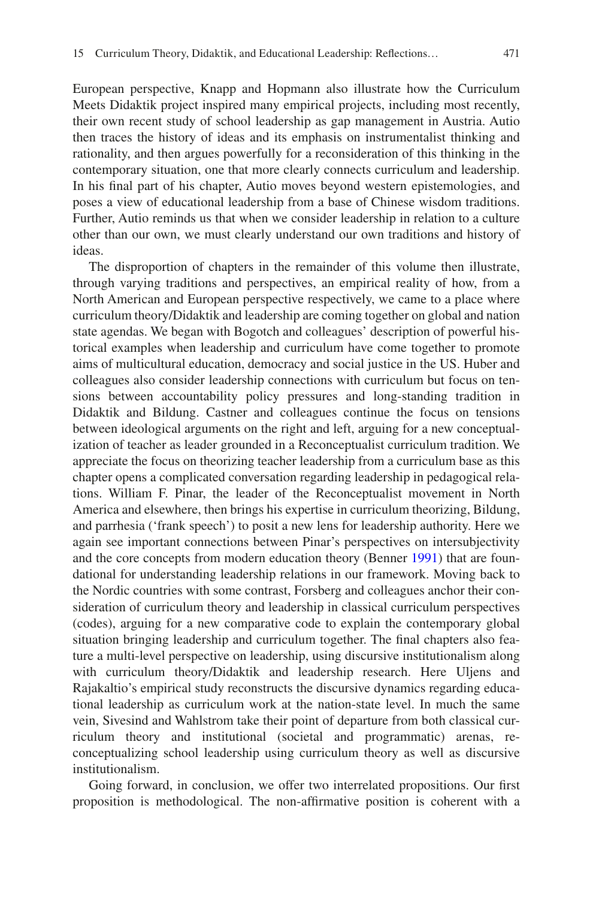European perspective, Knapp and Hopmann also illustrate how the Curriculum Meets Didaktik project inspired many empirical projects, including most recently, their own recent study of school leadership as gap management in Austria. Autio then traces the history of ideas and its emphasis on instrumentalist thinking and rationality, and then argues powerfully for a reconsideration of this thinking in the contemporary situation, one that more clearly connects curriculum and leadership. In his final part of his chapter, Autio moves beyond western epistemologies, and poses a view of educational leadership from a base of Chinese wisdom traditions. Further, Autio reminds us that when we consider leadership in relation to a culture other than our own, we must clearly understand our own traditions and history of ideas.

The disproportion of chapters in the remainder of this volume then illustrate, through varying traditions and perspectives, an empirical reality of how, from a North American and European perspective respectively, we came to a place where curriculum theory/Didaktik and leadership are coming together on global and nation state agendas. We began with Bogotch and colleagues' description of powerful historical examples when leadership and curriculum have come together to promote aims of multicultural education, democracy and social justice in the US. Huber and colleagues also consider leadership connections with curriculum but focus on tensions between accountability policy pressures and long-standing tradition in Didaktik and Bildung. Castner and colleagues continue the focus on tensions between ideological arguments on the right and left, arguing for a new conceptualization of teacher as leader grounded in a Reconceptualist curriculum tradition. We appreciate the focus on theorizing teacher leadership from a curriculum base as this chapter opens a complicated conversation regarding leadership in pedagogical relations. William F. Pinar, the leader of the Reconceptualist movement in North America and elsewhere, then brings his expertise in curriculum theorizing, Bildung, and parrhesia ('frank speech') to posit a new lens for leadership authority. Here we again see important connections between Pinar's perspectives on intersubjectivity and the core concepts from modern education theory (Benner 1991) that are foundational for understanding leadership relations in our framework. Moving back to the Nordic countries with some contrast, Forsberg and colleagues anchor their consideration of curriculum theory and leadership in classical curriculum perspectives (codes), arguing for a new comparative code to explain the contemporary global situation bringing leadership and curriculum together. The final chapters also feature a multi-level perspective on leadership, using discursive institutionalism along with curriculum theory/Didaktik and leadership research. Here Uljens and Rajakaltio's empirical study reconstructs the discursive dynamics regarding educational leadership as curriculum work at the nation-state level. In much the same vein, Sivesind and Wahlstrom take their point of departure from both classical curriculum theory and institutional (societal and programmatic) arenas, re-conceptualizing school leadership using curriculum theory as well as discursive institutionalism.

Going forward, in conclusion, we offer two interrelated propositions. Our first proposition is methodological. The non-affirmative position is coherent with a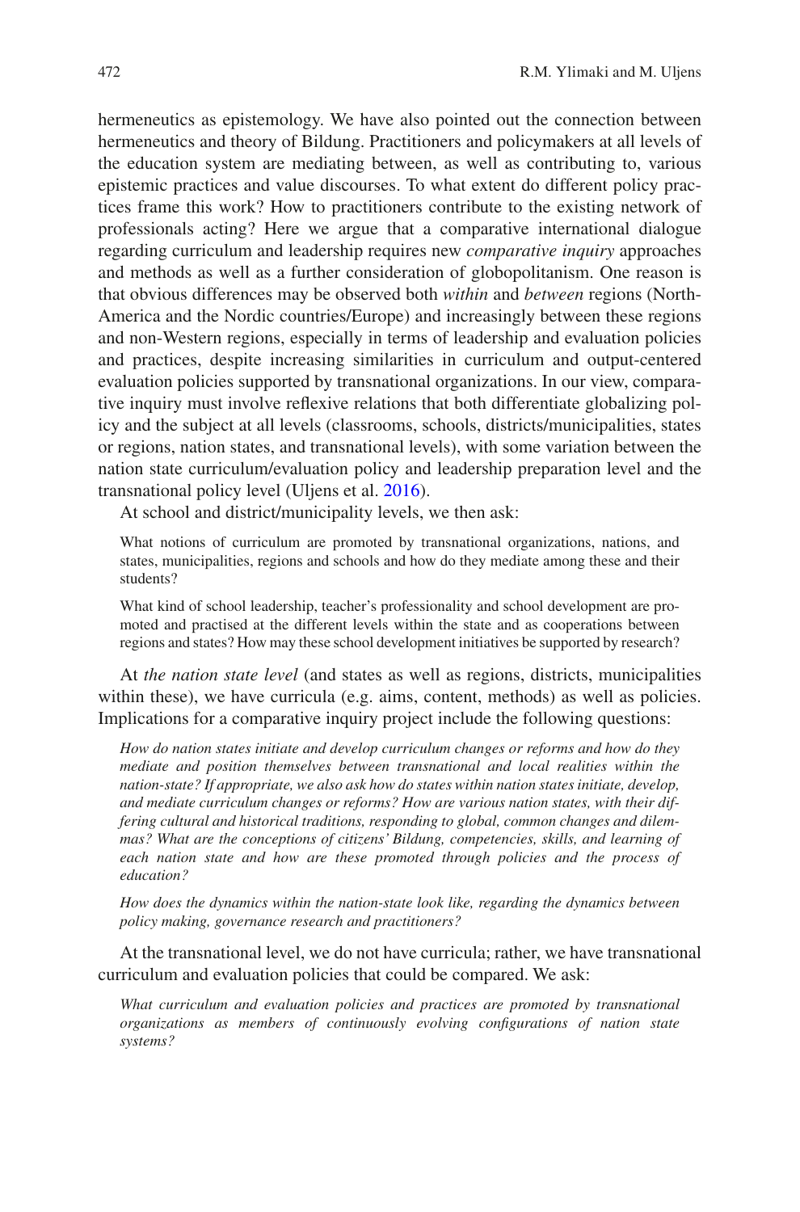hermeneutics as epistemology. We have also pointed out the connection between hermeneutics and theory of Bildung. Practitioners and policymakers at all levels of the education system are mediating between, as well as contributing to, various epistemic practices and value discourses. To what extent do different policy practices frame this work? How to practitioners contribute to the existing network of professionals acting? Here we argue that a comparative international dialogue regarding curriculum and leadership requires new *comparative inquiry* approaches and methods as well as a further consideration of globopolitanism. One reason is that obvious differences may be observed both *within* and *between* regions (North-America and the Nordic countries/Europe) and increasingly between these regions and non-Western regions, especially in terms of leadership and evaluation policies and practices, despite increasing similarities in curriculum and output-centered evaluation policies supported by transnational organizations. In our view, comparative inquiry must involve reflexive relations that both differentiate globalizing policy and the subject at all levels (classrooms, schools, districts/municipalities, states or regions, nation states, and transnational levels), with some variation between the nation state curriculum/evaluation policy and leadership preparation level and the transnational policy level (Uljens et al. 2016).

At school and district/municipality levels, we then ask:

> What notions of curriculum are promoted by transnational organizations, nations, and states, municipalities, regions and schools and how do they mediate among these and their students?
>
> What kind of school leadership, teacher's professionality and school development are promoted and practised at the different levels within the state and as cooperations between regions and states? How may these school development initiatives be supported by research?

At *the nation state level* (and states as well as regions, districts, municipalities within these), we have curricula (e.g. aims, content, methods) as well as policies. Implications for a comparative inquiry project include the following questions:

> *How do nation states initiate and develop curriculum changes or reforms and how do they mediate and position themselves between transnational and local realities within the nation-state? If appropriate, we also ask how do states within nation states initiate, develop, and mediate curriculum changes or reforms? How are various nation states, with their differing cultural and historical traditions, responding to global, common changes and dilemmas? What are the conceptions of citizens' Bildung, competencies, skills, and learning of each nation state and how are these promoted through policies and the process of education?*
>
> *How does the dynamics within the nation-state look like, regarding the dynamics between policy making, governance research and practitioners?*

At the transnational level, we do not have curricula; rather, we have transnational curriculum and evaluation policies that could be compared. We ask:

> *What curriculum and evaluation policies and practices are promoted by transnational organizations as members of continuously evolving configurations of nation state systems?*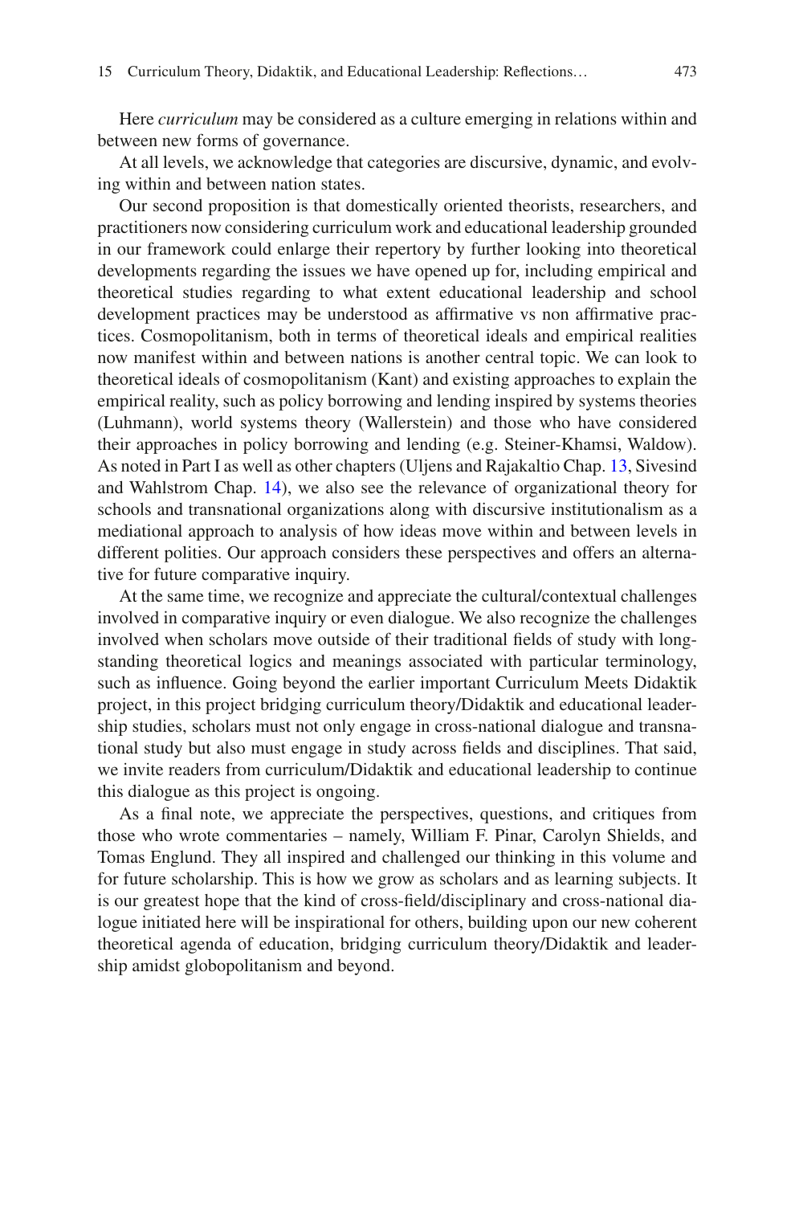Here *curriculum* may be considered as a culture emerging in relations within and between new forms of governance.

At all levels, we acknowledge that categories are discursive, dynamic, and evolving within and between nation states.

Our second proposition is that domestically oriented theorists, researchers, and practitioners now considering curriculum work and educational leadership grounded in our framework could enlarge their repertory by further looking into theoretical developments regarding the issues we have opened up for, including empirical and theoretical studies regarding to what extent educational leadership and school development practices may be understood as affirmative vs non affirmative practices. Cosmopolitanism, both in terms of theoretical ideals and empirical realities now manifest within and between nations is another central topic. We can look to theoretical ideals of cosmopolitanism (Kant) and existing approaches to explain the empirical reality, such as policy borrowing and lending inspired by systems theories (Luhmann), world systems theory (Wallerstein) and those who have considered their approaches in policy borrowing and lending (e.g. Steiner-Khamsi, Waldow). As noted in Part I as well as other chapters (Uljens and Rajakaltio Chap. 13, Sivesind and Wahlstrom Chap. 14), we also see the relevance of organizational theory for schools and transnational organizations along with discursive institutionalism as a mediational approach to analysis of how ideas move within and between levels in different polities. Our approach considers these perspectives and offers an alternative for future comparative inquiry.

At the same time, we recognize and appreciate the cultural/contextual challenges involved in comparative inquiry or even dialogue. We also recognize the challenges involved when scholars move outside of their traditional fields of study with long-standing theoretical logics and meanings associated with particular terminology, such as influence. Going beyond the earlier important Curriculum Meets Didaktik project, in this project bridging curriculum theory/Didaktik and educational leadership studies, scholars must not only engage in cross-national dialogue and transnational study but also must engage in study across fields and disciplines. That said, we invite readers from curriculum/Didaktik and educational leadership to continue this dialogue as this project is ongoing.

As a final note, we appreciate the perspectives, questions, and critiques from those who wrote commentaries – namely, William F. Pinar, Carolyn Shields, and Tomas Englund. They all inspired and challenged our thinking in this volume and for future scholarship. This is how we grow as scholars and as learning subjects. It is our greatest hope that the kind of cross-field/disciplinary and cross-national dialogue initiated here will be inspirational for others, building upon our new coherent theoretical agenda of education, bridging curriculum theory/Didaktik and leadership amidst globopolitanism and beyond.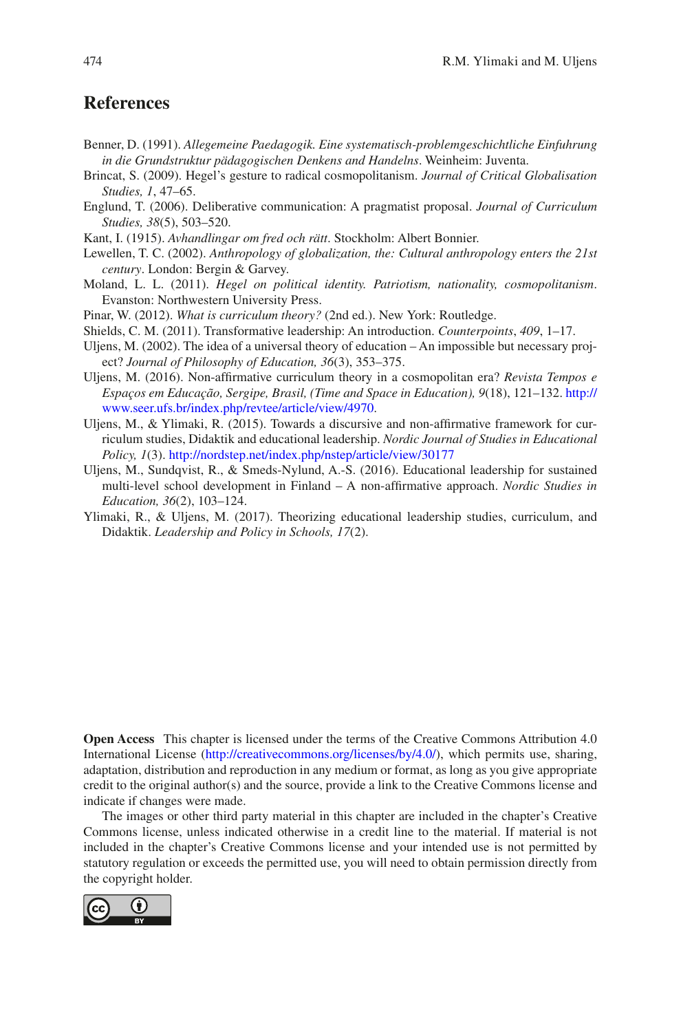## References

Benner, D. (1991). *Allegemeine Paedagogik. Eine systematisch-problemgeschichtliche Einfuhrung in die Grundstruktur pädagogischen Denkens and Handelns*. Weinheim: Juventa.

Brincat, S. (2009). Hegel's gesture to radical cosmopolitanism. *Journal of Critical Globalisation Studies, 1*, 47–65.

Englund, T. (2006). Deliberative communication: A pragmatist proposal. *Journal of Curriculum Studies, 38*(5), 503–520.

Kant, I. (1915). *Avhandlingar om fred och rätt*. Stockholm: Albert Bonnier.

Lewellen, T. C. (2002). *Anthropology of globalization, the: Cultural anthropology enters the 21st century*. London: Bergin & Garvey.

Moland, L. L. (2011). *Hegel on political identity. Patriotism, nationality, cosmopolitanism*. Evanston: Northwestern University Press.

Pinar, W. (2012). *What is curriculum theory?* (2nd ed.). New York: Routledge.

Shields, C. M. (2011). Transformative leadership: An introduction. *Counterpoints*, *409*, 1–17.

Uljens, M. (2002). The idea of a universal theory of education – An impossible but necessary project? *Journal of Philosophy of Education, 36*(3), 353–375.

Uljens, M. (2016). Non-affirmative curriculum theory in a cosmopolitan era? *Revista Tempos e Espaços em Educação, Sergipe, Brasil, (Time and Space in Education), 9*(18), 121–132. http://www.seer.ufs.br/index.php/revtee/article/view/4970.

Uljens, M., & Ylimaki, R. (2015). Towards a discursive and non-affirmative framework for curriculum studies, Didaktik and educational leadership. *Nordic Journal of Studies in Educational Policy, 1*(3). http://nordstep.net/index.php/nstep/article/view/30177

Uljens, M., Sundqvist, R., & Smeds-Nylund, A.-S. (2016). Educational leadership for sustained multi-level school development in Finland – A non-affirmative approach. *Nordic Studies in Education, 36*(2), 103–124.

Ylimaki, R., & Uljens, M. (2017). Theorizing educational leadership studies, curriculum, and Didaktik. *Leadership and Policy in Schools, 17*(2).

**Open Access** This chapter is licensed under the terms of the Creative Commons Attribution 4.0 International License (http://creativecommons.org/licenses/by/4.0/), which permits use, sharing, adaptation, distribution and reproduction in any medium or format, as long as you give appropriate credit to the original author(s) and the source, provide a link to the Creative Commons license and indicate if changes were made.

The images or other third party material in this chapter are included in the chapter's Creative Commons license, unless indicated otherwise in a credit line to the material. If material is not included in the chapter's Creative Commons license and your intended use is not permitted by statutory regulation or exceeds the permitted use, you will need to obtain permission directly from the copyright holder.